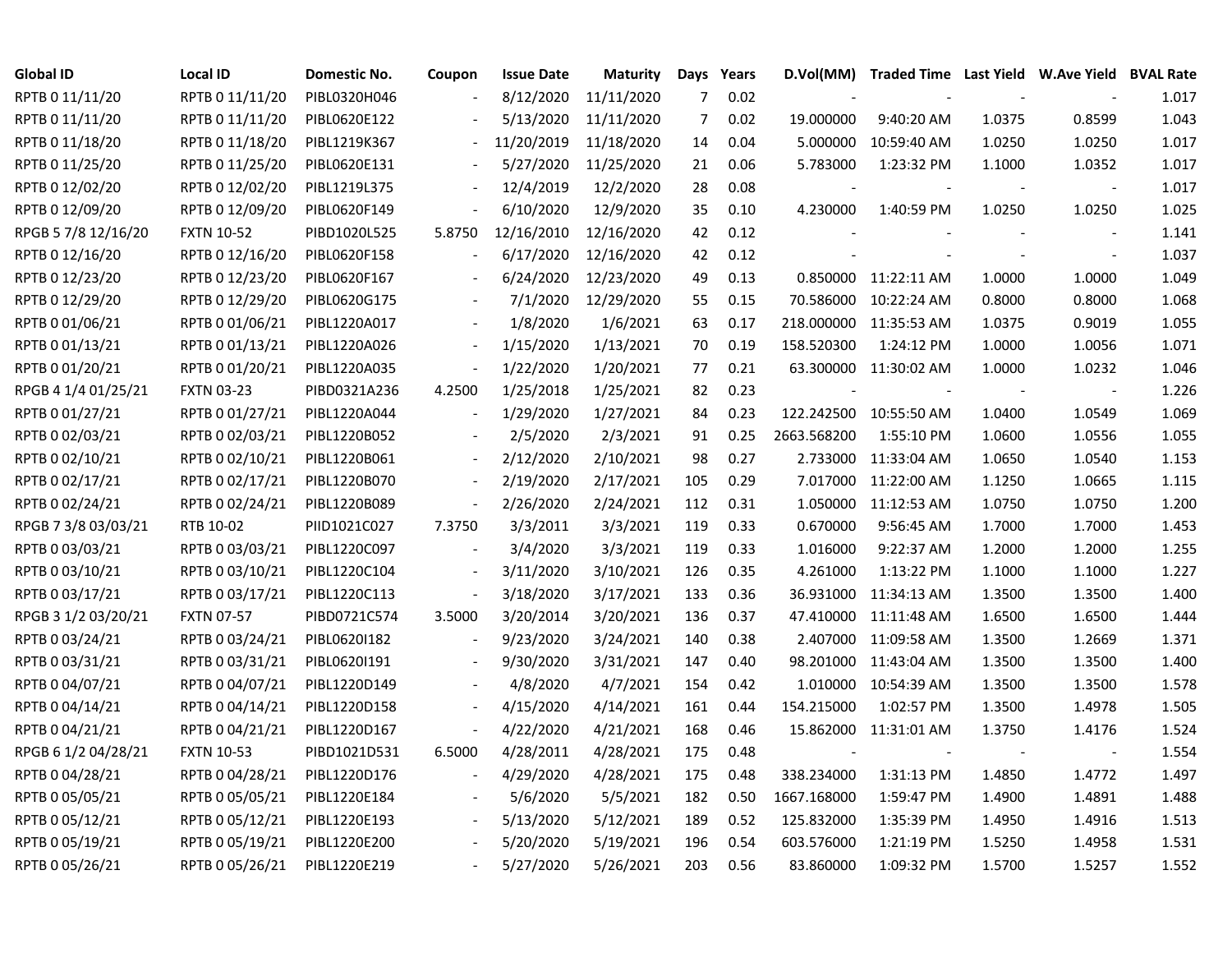| Global ID | Local ID | Domestic No. | Coupon | Issue Date | Maturity | Days | Years | D.Vol(MM) | Traded Time | Last Yield | W.Ave Yield | BVAL Rate |
|---|---|---|---|---|---|---|---|---|---|---|---|---|
| RPTB 0 11/11/20 | RPTB 0 11/11/20 | PIBL0320H046 | - | 8/12/2020 | 11/11/2020 | 7 | 0.02 | - | - | - | - | 1.017 |
| RPTB 0 11/11/20 | RPTB 0 11/11/20 | PIBL0620E122 | - | 5/13/2020 | 11/11/2020 | 7 | 0.02 | 19.000000 | 9:40:20 AM | 1.0375 | 0.8599 | 1.043 |
| RPTB 0 11/18/20 | RPTB 0 11/18/20 | PIBL1219K367 | - | 11/20/2019 | 11/18/2020 | 14 | 0.04 | 5.000000 | 10:59:40 AM | 1.0250 | 1.0250 | 1.017 |
| RPTB 0 11/25/20 | RPTB 0 11/25/20 | PIBL0620E131 | - | 5/27/2020 | 11/25/2020 | 21 | 0.06 | 5.783000 | 1:23:32 PM | 1.1000 | 1.0352 | 1.017 |
| RPTB 0 12/02/20 | RPTB 0 12/02/20 | PIBL1219L375 | - | 12/4/2019 | 12/2/2020 | 28 | 0.08 | - | - | - | - | 1.017 |
| RPTB 0 12/09/20 | RPTB 0 12/09/20 | PIBL0620F149 | - | 6/10/2020 | 12/9/2020 | 35 | 0.10 | 4.230000 | 1:40:59 PM | 1.0250 | 1.0250 | 1.025 |
| RPGB 5 7/8 12/16/20 | FXTN 10-52 | PIBD1020L525 | 5.8750 | 12/16/2010 | 12/16/2020 | 42 | 0.12 | - | - | - | - | 1.141 |
| RPTB 0 12/16/20 | RPTB 0 12/16/20 | PIBL0620F158 | - | 6/17/2020 | 12/16/2020 | 42 | 0.12 | - | - | - | - | 1.037 |
| RPTB 0 12/23/20 | RPTB 0 12/23/20 | PIBL0620F167 | - | 6/24/2020 | 12/23/2020 | 49 | 0.13 | 0.850000 | 11:22:11 AM | 1.0000 | 1.0000 | 1.049 |
| RPTB 0 12/29/20 | RPTB 0 12/29/20 | PIBL0620G175 | - | 7/1/2020 | 12/29/2020 | 55 | 0.15 | 70.586000 | 10:22:24 AM | 0.8000 | 0.8000 | 1.068 |
| RPTB 0 01/06/21 | RPTB 0 01/06/21 | PIBL1220A017 | - | 1/8/2020 | 1/6/2021 | 63 | 0.17 | 218.000000 | 11:35:53 AM | 1.0375 | 0.9019 | 1.055 |
| RPTB 0 01/13/21 | RPTB 0 01/13/21 | PIBL1220A026 | - | 1/15/2020 | 1/13/2021 | 70 | 0.19 | 158.520300 | 1:24:12 PM | 1.0000 | 1.0056 | 1.071 |
| RPTB 0 01/20/21 | RPTB 0 01/20/21 | PIBL1220A035 | - | 1/22/2020 | 1/20/2021 | 77 | 0.21 | 63.300000 | 11:30:02 AM | 1.0000 | 1.0232 | 1.046 |
| RPGB 4 1/4 01/25/21 | FXTN 03-23 | PIBD0321A236 | 4.2500 | 1/25/2018 | 1/25/2021 | 82 | 0.23 | - | - | - | - | 1.226 |
| RPTB 0 01/27/21 | RPTB 0 01/27/21 | PIBL1220A044 | - | 1/29/2020 | 1/27/2021 | 84 | 0.23 | 122.242500 | 10:55:50 AM | 1.0400 | 1.0549 | 1.069 |
| RPTB 0 02/03/21 | RPTB 0 02/03/21 | PIBL1220B052 | - | 2/5/2020 | 2/3/2021 | 91 | 0.25 | 2663.568200 | 1:55:10 PM | 1.0600 | 1.0556 | 1.055 |
| RPTB 0 02/10/21 | RPTB 0 02/10/21 | PIBL1220B061 | - | 2/12/2020 | 2/10/2021 | 98 | 0.27 | 2.733000 | 11:33:04 AM | 1.0650 | 1.0540 | 1.153 |
| RPTB 0 02/17/21 | RPTB 0 02/17/21 | PIBL1220B070 | - | 2/19/2020 | 2/17/2021 | 105 | 0.29 | 7.017000 | 11:22:00 AM | 1.1250 | 1.0665 | 1.115 |
| RPTB 0 02/24/21 | RPTB 0 02/24/21 | PIBL1220B089 | - | 2/26/2020 | 2/24/2021 | 112 | 0.31 | 1.050000 | 11:12:53 AM | 1.0750 | 1.0750 | 1.200 |
| RPGB 7 3/8 03/03/21 | RTB 10-02 | PIID1021C027 | 7.3750 | 3/3/2011 | 3/3/2021 | 119 | 0.33 | 0.670000 | 9:56:45 AM | 1.7000 | 1.7000 | 1.453 |
| RPTB 0 03/03/21 | RPTB 0 03/03/21 | PIBL1220C097 | - | 3/4/2020 | 3/3/2021 | 119 | 0.33 | 1.016000 | 9:22:37 AM | 1.2000 | 1.2000 | 1.255 |
| RPTB 0 03/10/21 | RPTB 0 03/10/21 | PIBL1220C104 | - | 3/11/2020 | 3/10/2021 | 126 | 0.35 | 4.261000 | 1:13:22 PM | 1.1000 | 1.1000 | 1.227 |
| RPTB 0 03/17/21 | RPTB 0 03/17/21 | PIBL1220C113 | - | 3/18/2020 | 3/17/2021 | 133 | 0.36 | 36.931000 | 11:34:13 AM | 1.3500 | 1.3500 | 1.400 |
| RPGB 3 1/2 03/20/21 | FXTN 07-57 | PIBD0721C574 | 3.5000 | 3/20/2014 | 3/20/2021 | 136 | 0.37 | 47.410000 | 11:11:48 AM | 1.6500 | 1.6500 | 1.444 |
| RPTB 0 03/24/21 | RPTB 0 03/24/21 | PIBL0620I182 | - | 9/23/2020 | 3/24/2021 | 140 | 0.38 | 2.407000 | 11:09:58 AM | 1.3500 | 1.2669 | 1.371 |
| RPTB 0 03/31/21 | RPTB 0 03/31/21 | PIBL0620I191 | - | 9/30/2020 | 3/31/2021 | 147 | 0.40 | 98.201000 | 11:43:04 AM | 1.3500 | 1.3500 | 1.400 |
| RPTB 0 04/07/21 | RPTB 0 04/07/21 | PIBL1220D149 | - | 4/8/2020 | 4/7/2021 | 154 | 0.42 | 1.010000 | 10:54:39 AM | 1.3500 | 1.3500 | 1.578 |
| RPTB 0 04/14/21 | RPTB 0 04/14/21 | PIBL1220D158 | - | 4/15/2020 | 4/14/2021 | 161 | 0.44 | 154.215000 | 1:02:57 PM | 1.3500 | 1.4978 | 1.505 |
| RPTB 0 04/21/21 | RPTB 0 04/21/21 | PIBL1220D167 | - | 4/22/2020 | 4/21/2021 | 168 | 0.46 | 15.862000 | 11:31:01 AM | 1.3750 | 1.4176 | 1.524 |
| RPGB 6 1/2 04/28/21 | FXTN 10-53 | PIBD1021D531 | 6.5000 | 4/28/2011 | 4/28/2021 | 175 | 0.48 | - | - | - | - | 1.554 |
| RPTB 0 04/28/21 | RPTB 0 04/28/21 | PIBL1220D176 | - | 4/29/2020 | 4/28/2021 | 175 | 0.48 | 338.234000 | 1:31:13 PM | 1.4850 | 1.4772 | 1.497 |
| RPTB 0 05/05/21 | RPTB 0 05/05/21 | PIBL1220E184 | - | 5/6/2020 | 5/5/2021 | 182 | 0.50 | 1667.168000 | 1:59:47 PM | 1.4900 | 1.4891 | 1.488 |
| RPTB 0 05/12/21 | RPTB 0 05/12/21 | PIBL1220E193 | - | 5/13/2020 | 5/12/2021 | 189 | 0.52 | 125.832000 | 1:35:39 PM | 1.4950 | 1.4916 | 1.513 |
| RPTB 0 05/19/21 | RPTB 0 05/19/21 | PIBL1220E200 | - | 5/20/2020 | 5/19/2021 | 196 | 0.54 | 603.576000 | 1:21:19 PM | 1.5250 | 1.4958 | 1.531 |
| RPTB 0 05/26/21 | RPTB 0 05/26/21 | PIBL1220E219 | - | 5/27/2020 | 5/26/2021 | 203 | 0.56 | 83.860000 | 1:09:32 PM | 1.5700 | 1.5257 | 1.552 |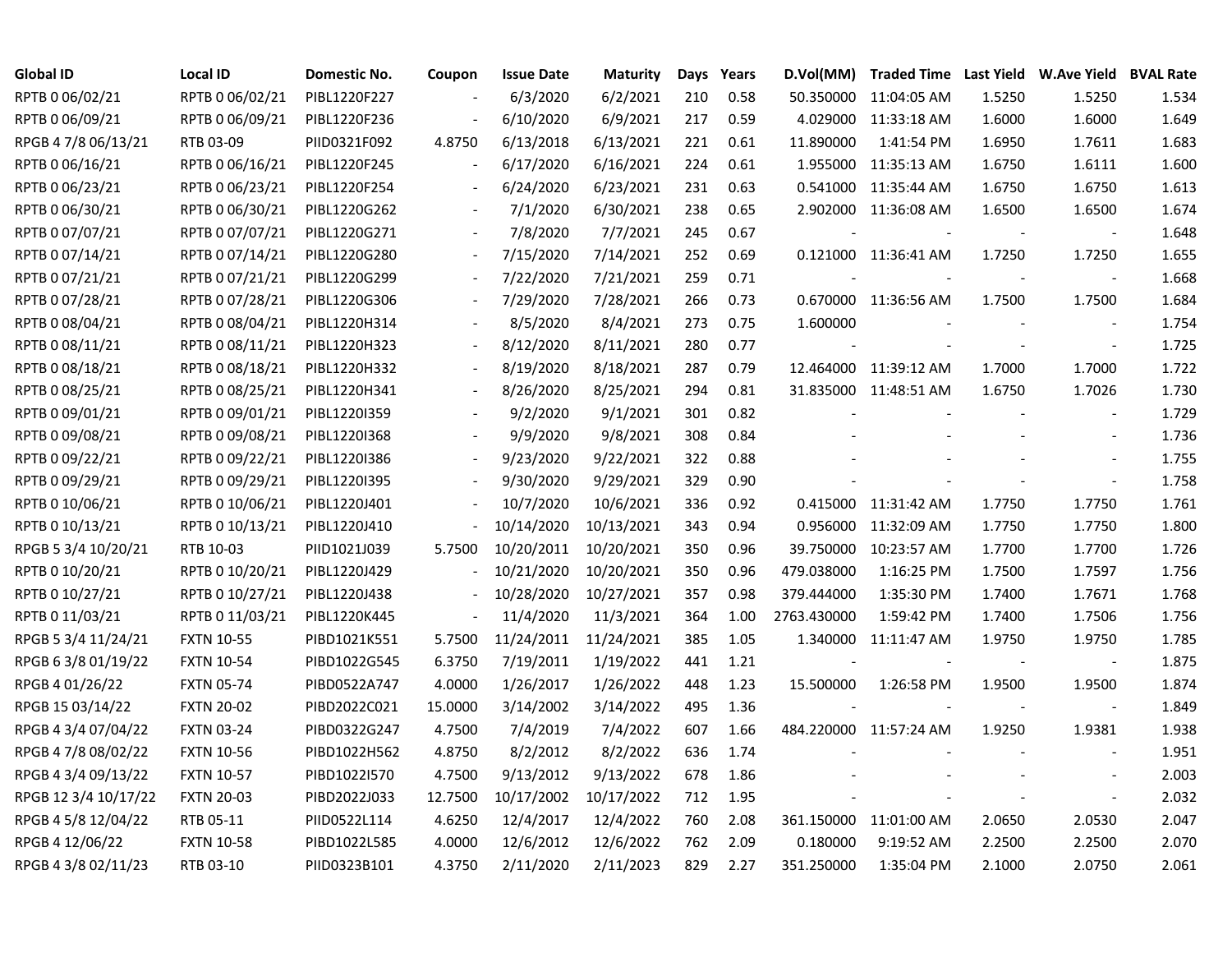| Global ID | Local ID | Domestic No. | Coupon | Issue Date | Maturity | Days | Years | D.Vol(MM) | Traded Time | Last Yield | W.Ave Yield | BVAL Rate |
|---|---|---|---|---|---|---|---|---|---|---|---|---|
| RPTB 0 06/02/21 | RPTB 0 06/02/21 | PIBL1220F227 | - | 6/3/2020 | 6/2/2021 | 210 | 0.58 | 50.350000 | 11:04:05 AM | 1.5250 | 1.5250 | 1.534 |
| RPTB 0 06/09/21 | RPTB 0 06/09/21 | PIBL1220F236 | - | 6/10/2020 | 6/9/2021 | 217 | 0.59 | 4.029000 | 11:33:18 AM | 1.6000 | 1.6000 | 1.649 |
| RPGB 4 7/8 06/13/21 | RTB 03-09 | PIID0321F092 | 4.8750 | 6/13/2018 | 6/13/2021 | 221 | 0.61 | 11.890000 | 1:41:54 PM | 1.6950 | 1.7611 | 1.683 |
| RPTB 0 06/16/21 | RPTB 0 06/16/21 | PIBL1220F245 | - | 6/17/2020 | 6/16/2021 | 224 | 0.61 | 1.955000 | 11:35:13 AM | 1.6750 | 1.6111 | 1.600 |
| RPTB 0 06/23/21 | RPTB 0 06/23/21 | PIBL1220F254 | - | 6/24/2020 | 6/23/2021 | 231 | 0.63 | 0.541000 | 11:35:44 AM | 1.6750 | 1.6750 | 1.613 |
| RPTB 0 06/30/21 | RPTB 0 06/30/21 | PIBL1220G262 | - | 7/1/2020 | 6/30/2021 | 238 | 0.65 | 2.902000 | 11:36:08 AM | 1.6500 | 1.6500 | 1.674 |
| RPTB 0 07/07/21 | RPTB 0 07/07/21 | PIBL1220G271 | - | 7/8/2020 | 7/7/2021 | 245 | 0.67 | - | - | - | - | 1.648 |
| RPTB 0 07/14/21 | RPTB 0 07/14/21 | PIBL1220G280 | - | 7/15/2020 | 7/14/2021 | 252 | 0.69 | 0.121000 | 11:36:41 AM | 1.7250 | 1.7250 | 1.655 |
| RPTB 0 07/21/21 | RPTB 0 07/21/21 | PIBL1220G299 | - | 7/22/2020 | 7/21/2021 | 259 | 0.71 | - | - | - | - | 1.668 |
| RPTB 0 07/28/21 | RPTB 0 07/28/21 | PIBL1220G306 | - | 7/29/2020 | 7/28/2021 | 266 | 0.73 | 0.670000 | 11:36:56 AM | 1.7500 | 1.7500 | 1.684 |
| RPTB 0 08/04/21 | RPTB 0 08/04/21 | PIBL1220H314 | - | 8/5/2020 | 8/4/2021 | 273 | 0.75 | 1.600000 | - | - | - | 1.754 |
| RPTB 0 08/11/21 | RPTB 0 08/11/21 | PIBL1220H323 | - | 8/12/2020 | 8/11/2021 | 280 | 0.77 | - | - | - | - | 1.725 |
| RPTB 0 08/18/21 | RPTB 0 08/18/21 | PIBL1220H332 | - | 8/19/2020 | 8/18/2021 | 287 | 0.79 | 12.464000 | 11:39:12 AM | 1.7000 | 1.7000 | 1.722 |
| RPTB 0 08/25/21 | RPTB 0 08/25/21 | PIBL1220H341 | - | 8/26/2020 | 8/25/2021 | 294 | 0.81 | 31.835000 | 11:48:51 AM | 1.6750 | 1.7026 | 1.730 |
| RPTB 0 09/01/21 | RPTB 0 09/01/21 | PIBL1220I359 | - | 9/2/2020 | 9/1/2021 | 301 | 0.82 | - | - | - | - | 1.729 |
| RPTB 0 09/08/21 | RPTB 0 09/08/21 | PIBL1220I368 | - | 9/9/2020 | 9/8/2021 | 308 | 0.84 | - | - | - | - | 1.736 |
| RPTB 0 09/22/21 | RPTB 0 09/22/21 | PIBL1220I386 | - | 9/23/2020 | 9/22/2021 | 322 | 0.88 | - | - | - | - | 1.755 |
| RPTB 0 09/29/21 | RPTB 0 09/29/21 | PIBL1220I395 | - | 9/30/2020 | 9/29/2021 | 329 | 0.90 | - | - | - | - | 1.758 |
| RPTB 0 10/06/21 | RPTB 0 10/06/21 | PIBL1220J401 | - | 10/7/2020 | 10/6/2021 | 336 | 0.92 | 0.415000 | 11:31:42 AM | 1.7750 | 1.7750 | 1.761 |
| RPTB 0 10/13/21 | RPTB 0 10/13/21 | PIBL1220J410 | - | 10/14/2020 | 10/13/2021 | 343 | 0.94 | 0.956000 | 11:32:09 AM | 1.7750 | 1.7750 | 1.800 |
| RPGB 5 3/4 10/20/21 | RTB 10-03 | PIID1021J039 | 5.7500 | 10/20/2011 | 10/20/2021 | 350 | 0.96 | 39.750000 | 10:23:57 AM | 1.7700 | 1.7700 | 1.726 |
| RPTB 0 10/20/21 | RPTB 0 10/20/21 | PIBL1220J429 | - | 10/21/2020 | 10/20/2021 | 350 | 0.96 | 479.038000 | 1:16:25 PM | 1.7500 | 1.7597 | 1.756 |
| RPTB 0 10/27/21 | RPTB 0 10/27/21 | PIBL1220J438 | - | 10/28/2020 | 10/27/2021 | 357 | 0.98 | 379.444000 | 1:35:30 PM | 1.7400 | 1.7671 | 1.768 |
| RPTB 0 11/03/21 | RPTB 0 11/03/21 | PIBL1220K445 | - | 11/4/2020 | 11/3/2021 | 364 | 1.00 | 2763.430000 | 1:59:42 PM | 1.7400 | 1.7506 | 1.756 |
| RPGB 5 3/4 11/24/21 | FXTN 10-55 | PIBD1021K551 | 5.7500 | 11/24/2011 | 11/24/2021 | 385 | 1.05 | 1.340000 | 11:11:47 AM | 1.9750 | 1.9750 | 1.785 |
| RPGB 6 3/8 01/19/22 | FXTN 10-54 | PIBD1022G545 | 6.3750 | 7/19/2011 | 1/19/2022 | 441 | 1.21 | - | - | - | - | 1.875 |
| RPGB 4 01/26/22 | FXTN 05-74 | PIBD0522A747 | 4.0000 | 1/26/2017 | 1/26/2022 | 448 | 1.23 | 15.500000 | 1:26:58 PM | 1.9500 | 1.9500 | 1.874 |
| RPGB 15 03/14/22 | FXTN 20-02 | PIBD2022C021 | 15.0000 | 3/14/2002 | 3/14/2022 | 495 | 1.36 | - | - | - | - | 1.849 |
| RPGB 4 3/4 07/04/22 | FXTN 03-24 | PIBD0322G247 | 4.7500 | 7/4/2019 | 7/4/2022 | 607 | 1.66 | 484.220000 | 11:57:24 AM | 1.9250 | 1.9381 | 1.938 |
| RPGB 4 7/8 08/02/22 | FXTN 10-56 | PIBD1022H562 | 4.8750 | 8/2/2012 | 8/2/2022 | 636 | 1.74 | - | - | - | - | 1.951 |
| RPGB 4 3/4 09/13/22 | FXTN 10-57 | PIBD1022I570 | 4.7500 | 9/13/2012 | 9/13/2022 | 678 | 1.86 | - | - | - | - | 2.003 |
| RPGB 12 3/4 10/17/22 | FXTN 20-03 | PIBD2022J033 | 12.7500 | 10/17/2002 | 10/17/2022 | 712 | 1.95 | - | - | - | - | 2.032 |
| RPGB 4 5/8 12/04/22 | RTB 05-11 | PIID0522L114 | 4.6250 | 12/4/2017 | 12/4/2022 | 760 | 2.08 | 361.150000 | 11:01:00 AM | 2.0650 | 2.0530 | 2.047 |
| RPGB 4 12/06/22 | FXTN 10-58 | PIBD1022L585 | 4.0000 | 12/6/2012 | 12/6/2022 | 762 | 2.09 | 0.180000 | 9:19:52 AM | 2.2500 | 2.2500 | 2.070 |
| RPGB 4 3/8 02/11/23 | RTB 03-10 | PIID0323B101 | 4.3750 | 2/11/2020 | 2/11/2023 | 829 | 2.27 | 351.250000 | 1:35:04 PM | 2.1000 | 2.0750 | 2.061 |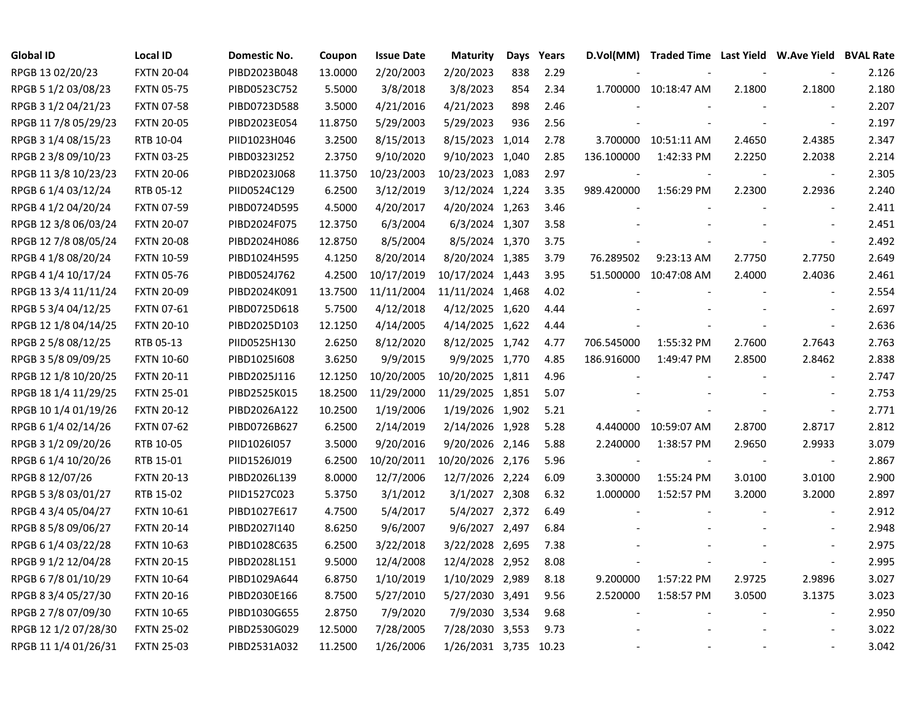| Global ID | Local ID | Domestic No. | Coupon | Issue Date | Maturity | Days | Years | D.Vol(MM) | Traded Time | Last Yield | W.Ave Yield | BVAL Rate |
|---|---|---|---|---|---|---|---|---|---|---|---|---|
| RPGB 13 02/20/23 | FXTN 20-04 | PIBD2023B048 | 13.0000 | 2/20/2003 | 2/20/2023 | 838 | 2.29 | - | - | - | - | 2.126 |
| RPGB 5 1/2 03/08/23 | FXTN 05-75 | PIBD0523C752 | 5.5000 | 3/8/2018 | 3/8/2023 | 854 | 2.34 | 1.700000 | 10:18:47 AM | 2.1800 | 2.1800 | 2.180 |
| RPGB 3 1/2 04/21/23 | FXTN 07-58 | PIBD0723D588 | 3.5000 | 4/21/2016 | 4/21/2023 | 898 | 2.46 | - | - | - | - | 2.207 |
| RPGB 11 7/8 05/29/23 | FXTN 20-05 | PIBD2023E054 | 11.8750 | 5/29/2003 | 5/29/2023 | 936 | 2.56 | - | - | - | - | 2.197 |
| RPGB 3 1/4 08/15/23 | RTB 10-04 | PIID1023H046 | 3.2500 | 8/15/2013 | 8/15/2023 | 1,014 | 2.78 | 3.700000 | 10:51:11 AM | 2.4650 | 2.4385 | 2.347 |
| RPGB 2 3/8 09/10/23 | FXTN 03-25 | PIBD0323I252 | 2.3750 | 9/10/2020 | 9/10/2023 | 1,040 | 2.85 | 136.100000 | 1:42:33 PM | 2.2250 | 2.2038 | 2.214 |
| RPGB 11 3/8 10/23/23 | FXTN 20-06 | PIBD2023J068 | 11.3750 | 10/23/2003 | 10/23/2023 | 1,083 | 2.97 | - | - | - | - | 2.305 |
| RPGB 6 1/4 03/12/24 | RTB 05-12 | PIID0524C129 | 6.2500 | 3/12/2019 | 3/12/2024 | 1,224 | 3.35 | 989.420000 | 1:56:29 PM | 2.2300 | 2.2936 | 2.240 |
| RPGB 4 1/2 04/20/24 | FXTN 07-59 | PIBD0724D595 | 4.5000 | 4/20/2017 | 4/20/2024 | 1,263 | 3.46 | - | - | - | - | 2.411 |
| RPGB 12 3/8 06/03/24 | FXTN 20-07 | PIBD2024F075 | 12.3750 | 6/3/2004 | 6/3/2024 | 1,307 | 3.58 | - | - | - | - | 2.451 |
| RPGB 12 7/8 08/05/24 | FXTN 20-08 | PIBD2024H086 | 12.8750 | 8/5/2004 | 8/5/2024 | 1,370 | 3.75 | - | - | - | - | 2.492 |
| RPGB 4 1/8 08/20/24 | FXTN 10-59 | PIBD1024H595 | 4.1250 | 8/20/2014 | 8/20/2024 | 1,385 | 3.79 | 76.289502 | 9:23:13 AM | 2.7750 | 2.7750 | 2.649 |
| RPGB 4 1/4 10/17/24 | FXTN 05-76 | PIBD0524J762 | 4.2500 | 10/17/2019 | 10/17/2024 | 1,443 | 3.95 | 51.500000 | 10:47:08 AM | 2.4000 | 2.4036 | 2.461 |
| RPGB 13 3/4 11/11/24 | FXTN 20-09 | PIBD2024K091 | 13.7500 | 11/11/2004 | 11/11/2024 | 1,468 | 4.02 | - | - | - | - | 2.554 |
| RPGB 5 3/4 04/12/25 | FXTN 07-61 | PIBD0725D618 | 5.7500 | 4/12/2018 | 4/12/2025 | 1,620 | 4.44 | - | - | - | - | 2.697 |
| RPGB 12 1/8 04/14/25 | FXTN 20-10 | PIBD2025D103 | 12.1250 | 4/14/2005 | 4/14/2025 | 1,622 | 4.44 | - | - | - | - | 2.636 |
| RPGB 2 5/8 08/12/25 | RTB 05-13 | PIID0525H130 | 2.6250 | 8/12/2020 | 8/12/2025 | 1,742 | 4.77 | 706.545000 | 1:55:32 PM | 2.7600 | 2.7643 | 2.763 |
| RPGB 3 5/8 09/09/25 | FXTN 10-60 | PIBD1025I608 | 3.6250 | 9/9/2015 | 9/9/2025 | 1,770 | 4.85 | 186.916000 | 1:49:47 PM | 2.8500 | 2.8462 | 2.838 |
| RPGB 12 1/8 10/20/25 | FXTN 20-11 | PIBD2025J116 | 12.1250 | 10/20/2005 | 10/20/2025 | 1,811 | 4.96 | - | - | - | - | 2.747 |
| RPGB 18 1/4 11/29/25 | FXTN 25-01 | PIBD2525K015 | 18.2500 | 11/29/2000 | 11/29/2025 | 1,851 | 5.07 | - | - | - | - | 2.753 |
| RPGB 10 1/4 01/19/26 | FXTN 20-12 | PIBD2026A122 | 10.2500 | 1/19/2006 | 1/19/2026 | 1,902 | 5.21 | - | - | - | - | 2.771 |
| RPGB 6 1/4 02/14/26 | FXTN 07-62 | PIBD0726B627 | 6.2500 | 2/14/2019 | 2/14/2026 | 1,928 | 5.28 | 4.440000 | 10:59:07 AM | 2.8700 | 2.8717 | 2.812 |
| RPGB 3 1/2 09/20/26 | RTB 10-05 | PIID1026I057 | 3.5000 | 9/20/2016 | 9/20/2026 | 2,146 | 5.88 | 2.240000 | 1:38:57 PM | 2.9650 | 2.9933 | 3.079 |
| RPGB 6 1/4 10/20/26 | RTB 15-01 | PIID1526J019 | 6.2500 | 10/20/2011 | 10/20/2026 | 2,176 | 5.96 | - | - | - | - | 2.867 |
| RPGB 8 12/07/26 | FXTN 20-13 | PIBD2026L139 | 8.0000 | 12/7/2006 | 12/7/2026 | 2,224 | 6.09 | 3.300000 | 1:55:24 PM | 3.0100 | 3.0100 | 2.900 |
| RPGB 5 3/8 03/01/27 | RTB 15-02 | PIID1527C023 | 5.3750 | 3/1/2012 | 3/1/2027 | 2,308 | 6.32 | 1.000000 | 1:52:57 PM | 3.2000 | 3.2000 | 2.897 |
| RPGB 4 3/4 05/04/27 | FXTN 10-61 | PIBD1027E617 | 4.7500 | 5/4/2017 | 5/4/2027 | 2,372 | 6.49 | - | - | - | - | 2.912 |
| RPGB 8 5/8 09/06/27 | FXTN 20-14 | PIBD2027I140 | 8.6250 | 9/6/2007 | 9/6/2027 | 2,497 | 6.84 | - | - | - | - | 2.948 |
| RPGB 6 1/4 03/22/28 | FXTN 10-63 | PIBD1028C635 | 6.2500 | 3/22/2018 | 3/22/2028 | 2,695 | 7.38 | - | - | - | - | 2.975 |
| RPGB 9 1/2 12/04/28 | FXTN 20-15 | PIBD2028L151 | 9.5000 | 12/4/2008 | 12/4/2028 | 2,952 | 8.08 | - | - | - | - | 2.995 |
| RPGB 6 7/8 01/10/29 | FXTN 10-64 | PIBD1029A644 | 6.8750 | 1/10/2019 | 1/10/2029 | 2,989 | 8.18 | 9.200000 | 1:57:22 PM | 2.9725 | 2.9896 | 3.027 |
| RPGB 8 3/4 05/27/30 | FXTN 20-16 | PIBD2030E166 | 8.7500 | 5/27/2010 | 5/27/2030 | 3,491 | 9.56 | 2.520000 | 1:58:57 PM | 3.0500 | 3.1375 | 3.023 |
| RPGB 2 7/8 07/09/30 | FXTN 10-65 | PIBD1030G655 | 2.8750 | 7/9/2020 | 7/9/2030 | 3,534 | 9.68 | - | - | - | - | 2.950 |
| RPGB 12 1/2 07/28/30 | FXTN 25-02 | PIBD2530G029 | 12.5000 | 7/28/2005 | 7/28/2030 | 3,553 | 9.73 | - | - | - | - | 3.022 |
| RPGB 11 1/4 01/26/31 | FXTN 25-03 | PIBD2531A032 | 11.2500 | 1/26/2006 | 1/26/2031 | 3,735 | 10.23 | - | - | - | - | 3.042 |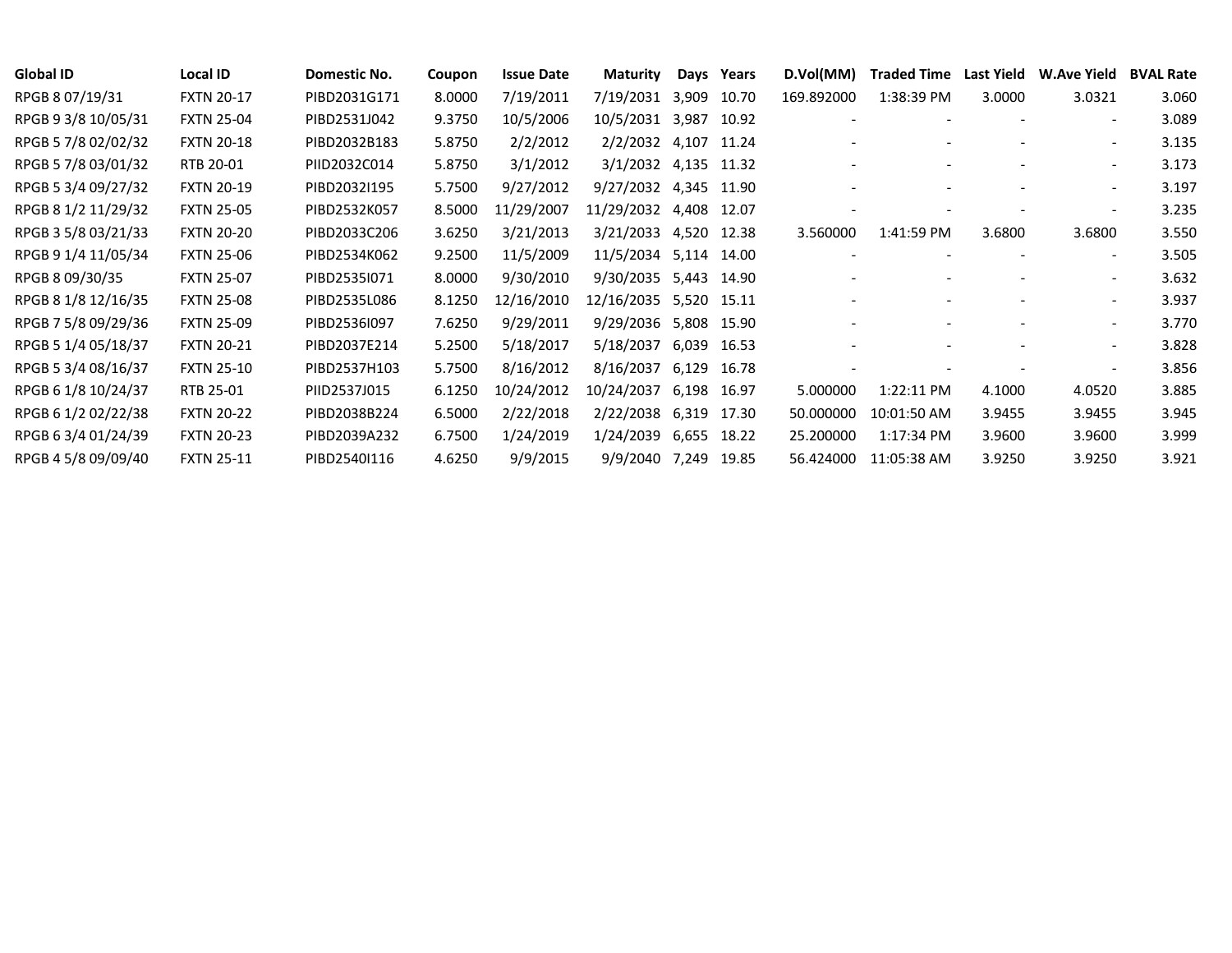| Global ID | Local ID | Domestic No. | Coupon | Issue Date | Maturity | Days | Years | D.Vol(MM) | Traded Time | Last Yield | W.Ave Yield | BVAL Rate |
|---|---|---|---|---|---|---|---|---|---|---|---|---|
| RPGB 8 07/19/31 | FXTN 20-17 | PIBD2031G171 | 8.0000 | 7/19/2011 | 7/19/2031 | 3,909 | 10.70 | 169.892000 | 1:38:39 PM | 3.0000 | 3.0321 | 3.060 |
| RPGB 9 3/8 10/05/31 | FXTN 25-04 | PIBD2531J042 | 9.3750 | 10/5/2006 | 10/5/2031 | 3,987 | 10.92 | - | - | - | - | 3.089 |
| RPGB 5 7/8 02/02/32 | FXTN 20-18 | PIBD2032B183 | 5.8750 | 2/2/2012 | 2/2/2032 | 4,107 | 11.24 | - | - | - | - | 3.135 |
| RPGB 5 7/8 03/01/32 | RTB 20-01 | PIID2032C014 | 5.8750 | 3/1/2012 | 3/1/2032 | 4,135 | 11.32 | - | - | - | - | 3.173 |
| RPGB 5 3/4 09/27/32 | FXTN 20-19 | PIBD2032I195 | 5.7500 | 9/27/2012 | 9/27/2032 | 4,345 | 11.90 | - | - | - | - | 3.197 |
| RPGB 8 1/2 11/29/32 | FXTN 25-05 | PIBD2532K057 | 8.5000 | 11/29/2007 | 11/29/2032 | 4,408 | 12.07 | - | - | - | - | 3.235 |
| RPGB 3 5/8 03/21/33 | FXTN 20-20 | PIBD2033C206 | 3.6250 | 3/21/2013 | 3/21/2033 | 4,520 | 12.38 | 3.560000 | 1:41:59 PM | 3.6800 | 3.6800 | 3.550 |
| RPGB 9 1/4 11/05/34 | FXTN 25-06 | PIBD2534K062 | 9.2500 | 11/5/2009 | 11/5/2034 | 5,114 | 14.00 | - | - | - | - | 3.505 |
| RPGB 8 09/30/35 | FXTN 25-07 | PIBD2535I071 | 8.0000 | 9/30/2010 | 9/30/2035 | 5,443 | 14.90 | - | - | - | - | 3.632 |
| RPGB 8 1/8 12/16/35 | FXTN 25-08 | PIBD2535L086 | 8.1250 | 12/16/2010 | 12/16/2035 | 5,520 | 15.11 | - | - | - | - | 3.937 |
| RPGB 7 5/8 09/29/36 | FXTN 25-09 | PIBD2536I097 | 7.6250 | 9/29/2011 | 9/29/2036 | 5,808 | 15.90 | - | - | - | - | 3.770 |
| RPGB 5 1/4 05/18/37 | FXTN 20-21 | PIBD2037E214 | 5.2500 | 5/18/2017 | 5/18/2037 | 6,039 | 16.53 | - | - | - | - | 3.828 |
| RPGB 5 3/4 08/16/37 | FXTN 25-10 | PIBD2537H103 | 5.7500 | 8/16/2012 | 8/16/2037 | 6,129 | 16.78 | - | - | - | - | 3.856 |
| RPGB 6 1/8 10/24/37 | RTB 25-01 | PIID2537J015 | 6.1250 | 10/24/2012 | 10/24/2037 | 6,198 | 16.97 | 5.000000 | 1:22:11 PM | 4.1000 | 4.0520 | 3.885 |
| RPGB 6 1/2 02/22/38 | FXTN 20-22 | PIBD2038B224 | 6.5000 | 2/22/2018 | 2/22/2038 | 6,319 | 17.30 | 50.000000 | 10:01:50 AM | 3.9455 | 3.9455 | 3.945 |
| RPGB 6 3/4 01/24/39 | FXTN 20-23 | PIBD2039A232 | 6.7500 | 1/24/2019 | 1/24/2039 | 6,655 | 18.22 | 25.200000 | 1:17:34 PM | 3.9600 | 3.9600 | 3.999 |
| RPGB 4 5/8 09/09/40 | FXTN 25-11 | PIBD2540I116 | 4.6250 | 9/9/2015 | 9/9/2040 | 7,249 | 19.85 | 56.424000 | 11:05:38 AM | 3.9250 | 3.9250 | 3.921 |